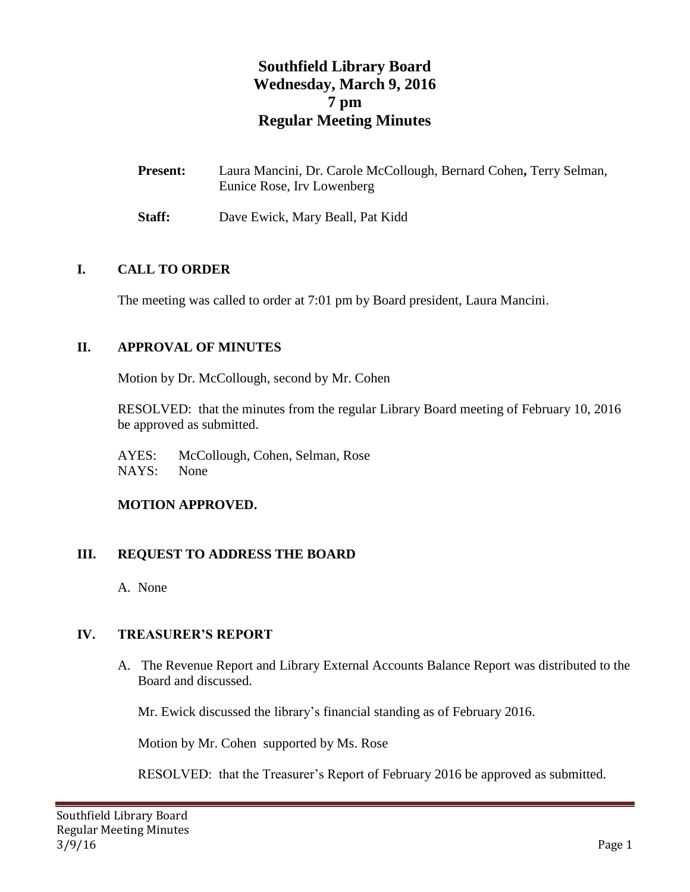# Southfield Library Board
# Wednesday, March 9, 2016
# 7 pm
# Regular Meeting Minutes

**Present:** Laura Mancini, Dr. Carole McCollough, Bernard Cohen**,** Terry Selman, Eunice Rose, Irv Lowenberg

**Staff:** Dave Ewick, Mary Beall, Pat Kidd

## I. CALL TO ORDER

The meeting was called to order at 7:01 pm by Board president, Laura Mancini.

## II. APPROVAL OF MINUTES

Motion by Dr. McCollough, second by Mr. Cohen

RESOLVED: that the minutes from the regular Library Board meeting of February 10, 2016 be approved as submitted.

AYES: McCollough, Cohen, Selman, Rose
NAYS: None

**MOTION APPROVED.**

## III. REQUEST TO ADDRESS THE BOARD

A. None

## IV. TREASURER'S REPORT

A. The Revenue Report and Library External Accounts Balance Report was distributed to the Board and discussed.

Mr. Ewick discussed the library's financial standing as of February 2016.

Motion by Mr. Cohen supported by Ms. Rose

RESOLVED: that the Treasurer's Report of February 2016 be approved as submitted.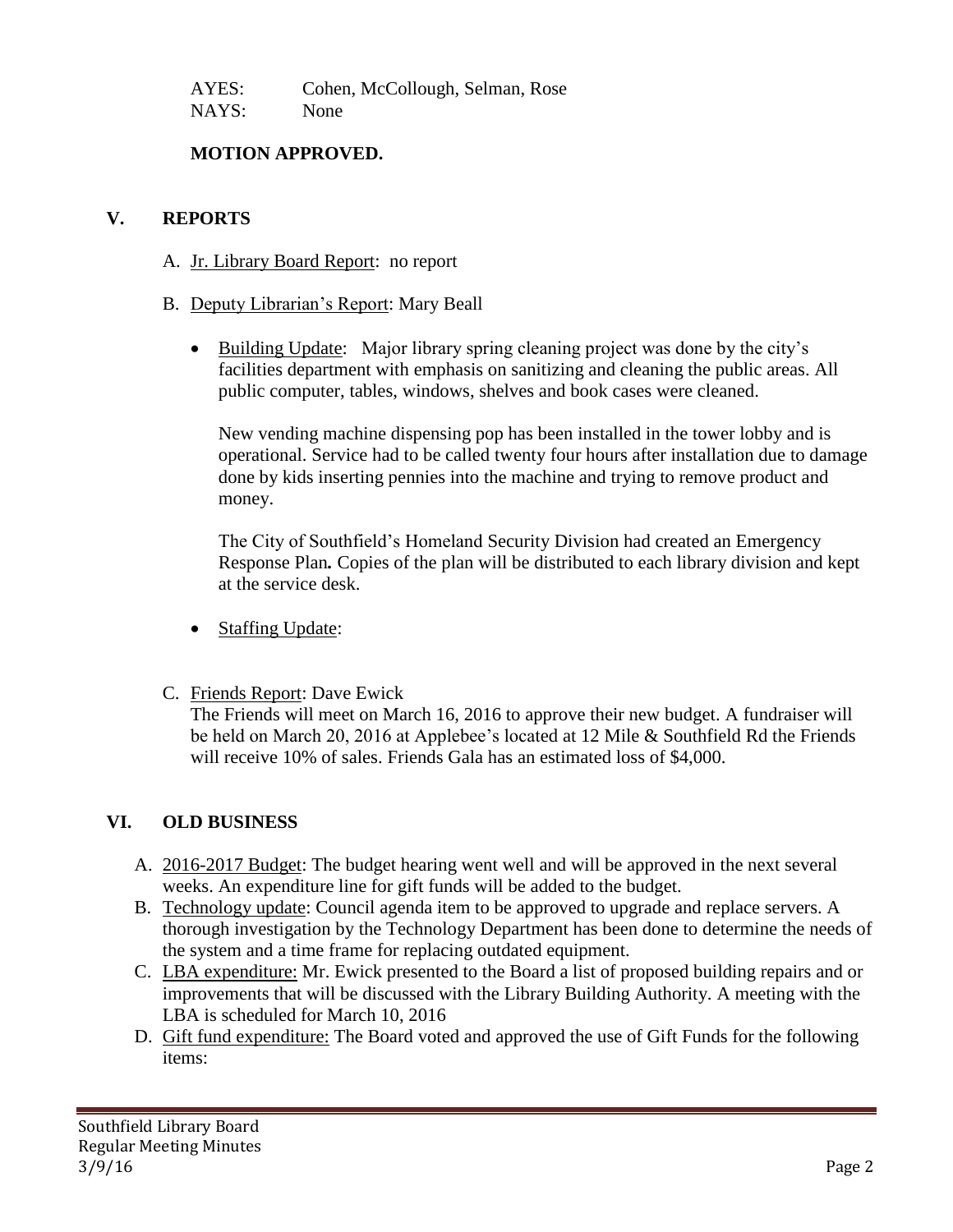AYES: Cohen, McCollough, Selman, Rose
NAYS: None

**MOTION APPROVED.**

## V. REPORTS

A. Jr. Library Board Report: no report

B. Deputy Librarian's Report: Mary Beall

- Building Update: Major library spring cleaning project was done by the city's facilities department with emphasis on sanitizing and cleaning the public areas. All public computer, tables, windows, shelves and book cases were cleaned.

  New vending machine dispensing pop has been installed in the tower lobby and is operational. Service had to be called twenty four hours after installation due to damage done by kids inserting pennies into the machine and trying to remove product and money.

  The City of Southfield's Homeland Security Division had created an Emergency Response Plan**.** Copies of the plan will be distributed to each library division and kept at the service desk.

- Staffing Update:

C. Friends Report: Dave Ewick
The Friends will meet on March 16, 2016 to approve their new budget. A fundraiser will be held on March 20, 2016 at Applebee's located at 12 Mile & Southfield Rd the Friends will receive 10% of sales. Friends Gala has an estimated loss of $4,000.

## VI. OLD BUSINESS

A. 2016-2017 Budget: The budget hearing went well and will be approved in the next several weeks. An expenditure line for gift funds will be added to the budget.
B. Technology update: Council agenda item to be approved to upgrade and replace servers. A thorough investigation by the Technology Department has been done to determine the needs of the system and a time frame for replacing outdated equipment.
C. LBA expenditure: Mr. Ewick presented to the Board a list of proposed building repairs and or improvements that will be discussed with the Library Building Authority. A meeting with the LBA is scheduled for March 10, 2016
D. Gift fund expenditure: The Board voted and approved the use of Gift Funds for the following items: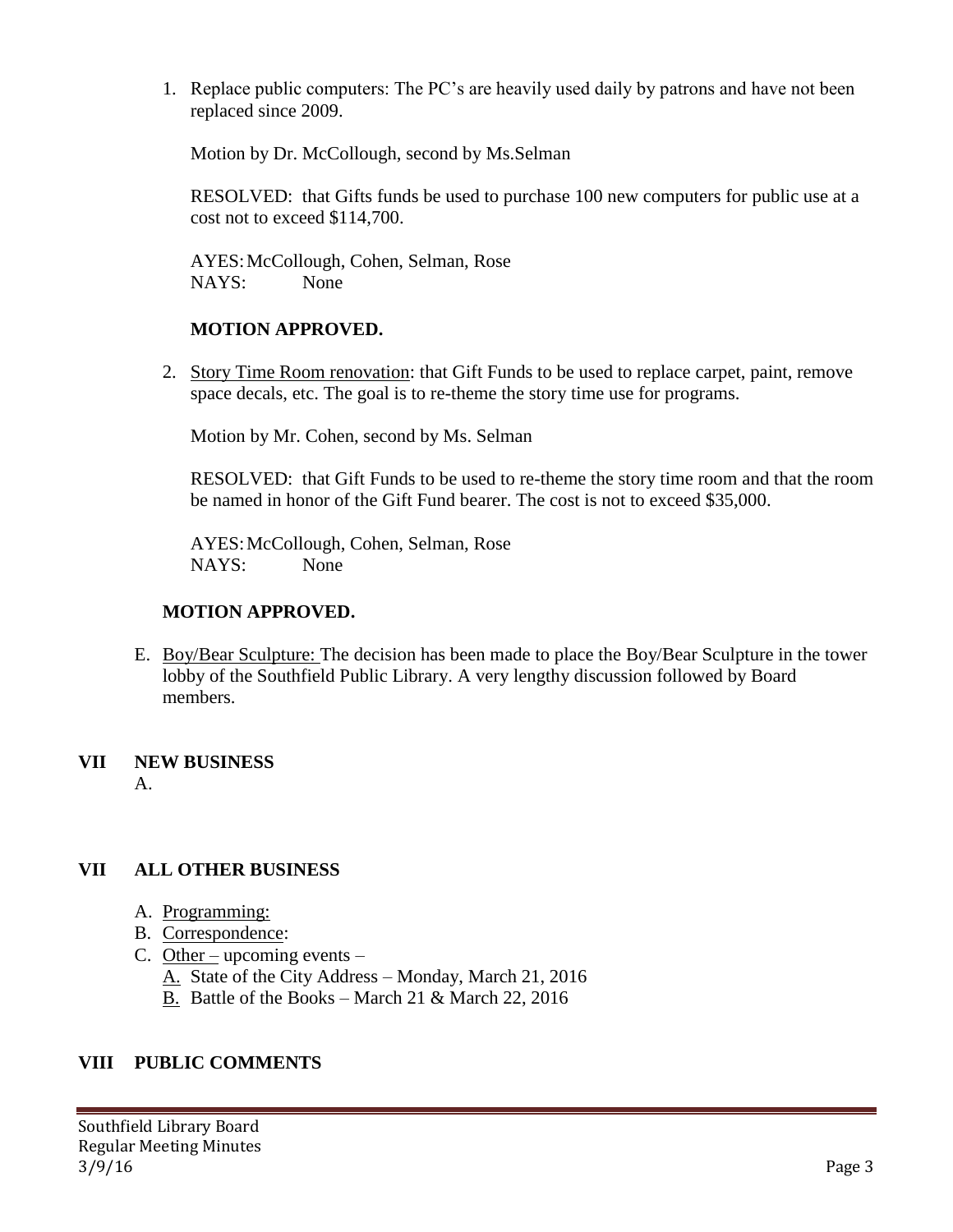1. Replace public computers: The PC's are heavily used daily by patrons and have not been replaced since 2009.

   Motion by Dr. McCollough, second by Ms.Selman

   RESOLVED: that Gifts funds be used to purchase 100 new computers for public use at a cost not to exceed $114,700.

   AYES: McCollough, Cohen, Selman, Rose
   NAYS: None

   **MOTION APPROVED.**

2. Story Time Room renovation: that Gift Funds to be used to replace carpet, paint, remove space decals, etc. The goal is to re-theme the story time use for programs.

   Motion by Mr. Cohen, second by Ms. Selman

   RESOLVED: that Gift Funds to be used to re-theme the story time room and that the room be named in honor of the Gift Fund bearer. The cost is not to exceed $35,000.

   AYES: McCollough, Cohen, Selman, Rose
   NAYS: None

**MOTION APPROVED.**

E. Boy/Bear Sculpture: The decision has been made to place the Boy/Bear Sculpture in the tower lobby of the Southfield Public Library. A very lengthy discussion followed by Board members.

## VII NEW BUSINESS

A.

## VII ALL OTHER BUSINESS

A. Programming:
B. Correspondence:
C. Other – upcoming events –
   A. State of the City Address – Monday, March 21, 2016
   B. Battle of the Books – March 21 & March 22, 2016

## VIII PUBLIC COMMENTS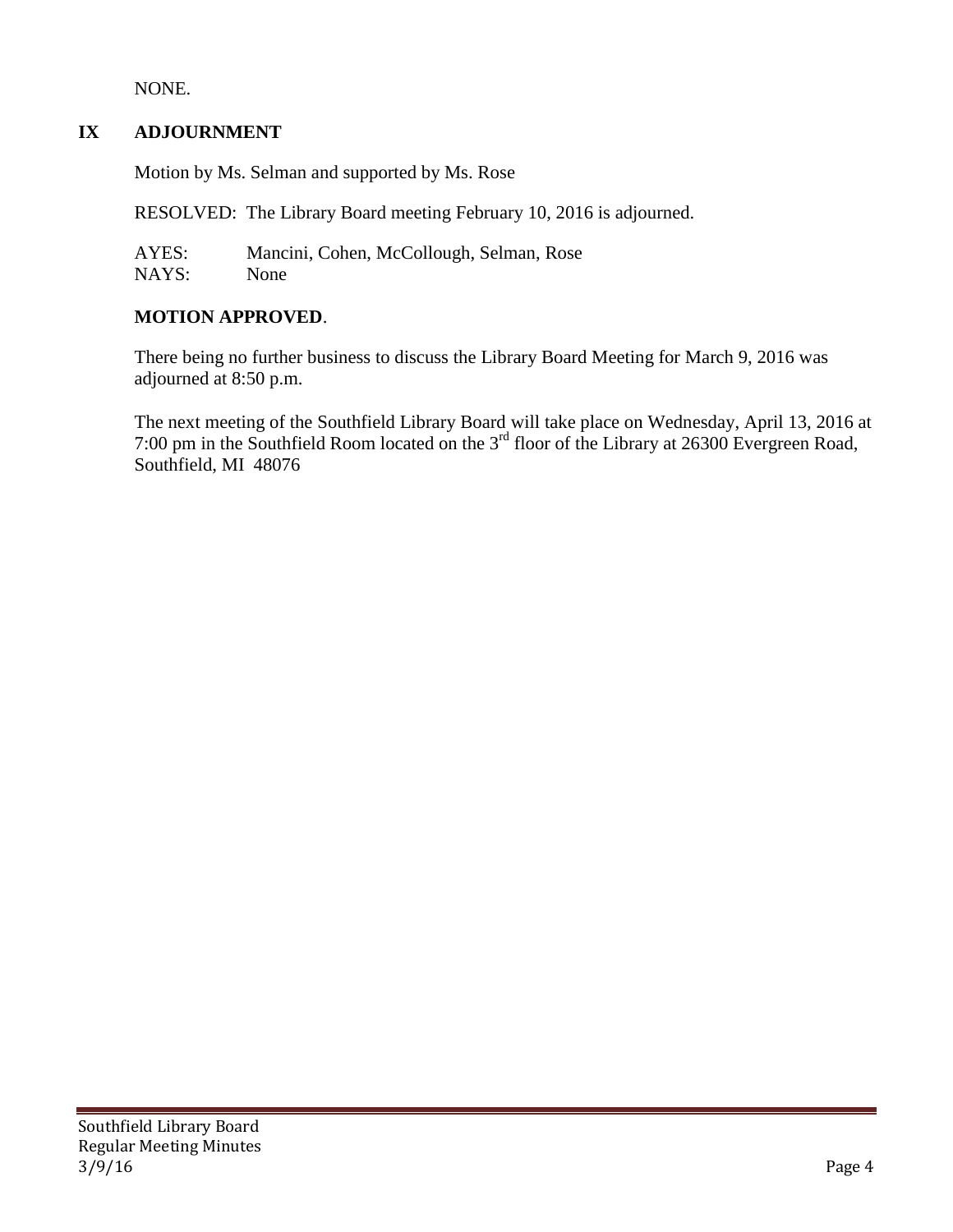NONE.

## IX ADJOURNMENT

Motion by Ms. Selman and supported by Ms. Rose

RESOLVED: The Library Board meeting February 10, 2016 is adjourned.

AYES: Mancini, Cohen, McCollough, Selman, Rose
NAYS: None

**MOTION APPROVED**.

There being no further business to discuss the Library Board Meeting for March 9, 2016 was adjourned at 8:50 p.m.

The next meeting of the Southfield Library Board will take place on Wednesday, April 13, 2016 at 7:00 pm in the Southfield Room located on the 3rd floor of the Library at 26300 Evergreen Road, Southfield, MI 48076